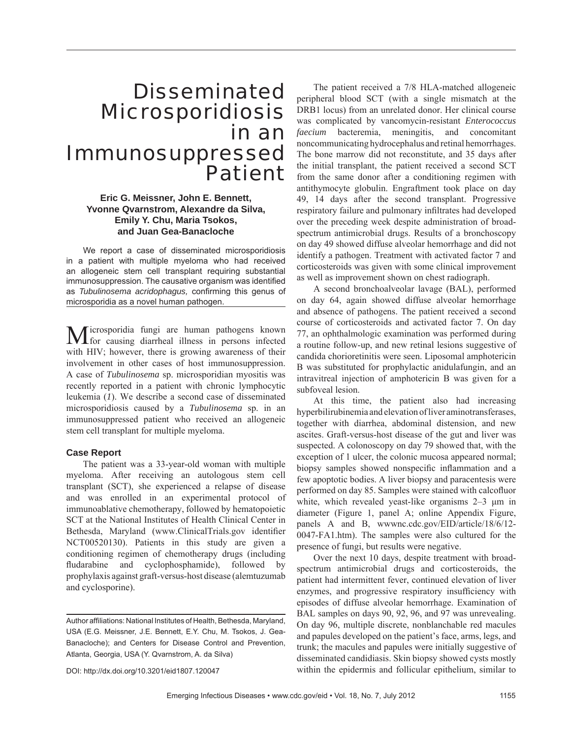# Disseminated Microsporidiosis in an Immunosuppressed Patient

**Eric G. Meissner, John E. Bennett, Yvonne Qvarnstrom, Alexandre da Silva, Emily Y. Chu, Maria Tsokos, and Juan Gea-Banacloche**

We report a case of disseminated microsporidiosis in a patient with multiple myeloma who had received an allogeneic stem cell transplant requiring substantial immunosuppression. The causative organism was identified as *Tubulinosema acridophagus,* confirming this genus of microsporidia as a novel human pathogen.

Microsporidia fungi are human pathogens known for causing diarrheal illness in persons infected with HIV; however, there is growing awareness of their involvement in other cases of host immunosuppression. A case of *Tubulinosema* sp. microsporidian myositis was recently reported in a patient with chronic lymphocytic leukemia (*1*). We describe a second case of disseminated microsporidiosis caused by a *Tubulinosema* sp. in an immunosuppressed patient who received an allogeneic stem cell transplant for multiple myeloma.

## Case Report

The patient was a 33-year-old woman with multiple myeloma. After receiving an autologous stem cell transplant (SCT), she experienced a relapse of disease and was enrolled in an experimental protocol of immunoablative chemotherapy, followed by hematopoietic SCT at the National Institutes of Health Clinical Center in Bethesda, Maryland (www.ClinicalTrials.gov identifier NCT00520130). Patients in this study are given a conditioning regimen of chemotherapy drugs (including fludarabine and cyclophosphamide), followed by prophylaxis against graft-versus-host disease (alemtuzumab and cyclosporine).

The patient received a 7/8 HLA-matched allogeneic peripheral blood SCT (with a single mismatch at the DRB1 locus) from an unrelated donor. Her clinical course was complicated by vancomycin-resistant *Enterococcus faecium* bacteremia, meningitis, and concomitant noncommunicating hydrocephalus and retinal hemorrhages. The bone marrow did not reconstitute, and 35 days after the initial transplant, the patient received a second SCT from the same donor after a conditioning regimen with antithymocyte globulin. Engraftment took place on day 49, 14 days after the second transplant. Progressive respiratory failure and pulmonary infiltrates had developed over the preceding week despite administration of broad-spectrum antimicrobial drugs. Results of a bronchoscopy on day 49 showed diffuse alveolar hemorrhage and did not identify a pathogen. Treatment with activated factor 7 and corticosteroids was given with some clinical improvement as well as improvement shown on chest radiograph.

A second bronchoalveolar lavage (BAL), performed on day 64, again showed diffuse alveolar hemorrhage and absence of pathogens. The patient received a second course of corticosteroids and activated factor 7. On day 77, an ophthalmologic examination was performed during a routine follow-up, and new retinal lesions suggestive of candida chorioretinitis were seen. Liposomal amphotericin B was substituted for prophylactic anidulafungin, and an intravitreal injection of amphotericin B was given for a subfoveal lesion.

At this time, the patient also had increasing hyperbilirubinemia and elevation of liver aminotransferases, together with diarrhea, abdominal distension, and new ascites. Graft-versus-host disease of the gut and liver was suspected. A colonoscopy on day 79 showed that, with the exception of 1 ulcer, the colonic mucosa appeared normal; biopsy samples showed nonspecific inflammation and a few apoptotic bodies. A liver biopsy and paracentesis were performed on day 85. Samples were stained with calcofluor white, which revealed yeast-like organisms 2–3 μm in diameter (Figure 1, panel A; online Appendix Figure, panels A and B, wwwnc.cdc.gov/EID/article/18/6/12-0047-FA1.htm). The samples were also cultured for the presence of fungi, but results were negative.

Over the next 10 days, despite treatment with broad-spectrum antimicrobial drugs and corticosteroids, the patient had intermittent fever, continued elevation of liver enzymes, and progressive respiratory insufficiency with episodes of diffuse alveolar hemorrhage. Examination of BAL samples on days 90, 92, 96, and 97 was unrevealing. On day 96, multiple discrete, nonblanchable red macules and papules developed on the patient's face, arms, legs, and trunk; the macules and papules were initially suggestive of disseminated candidiasis. Skin biopsy showed cysts mostly within the epidermis and follicular epithelium, similar to

Author affiliations: National Institutes of Health, Bethesda, Maryland, USA (E.G. Meissner, J.E. Bennett, E.Y. Chu, M. Tsokos, J. Gea-Banacloche); and Centers for Disease Control and Prevention, Atlanta, Georgia, USA (Y. Qvarnstrom, A. da Silva)

DOI: http://dx.doi.org/10.3201/eid1807.120047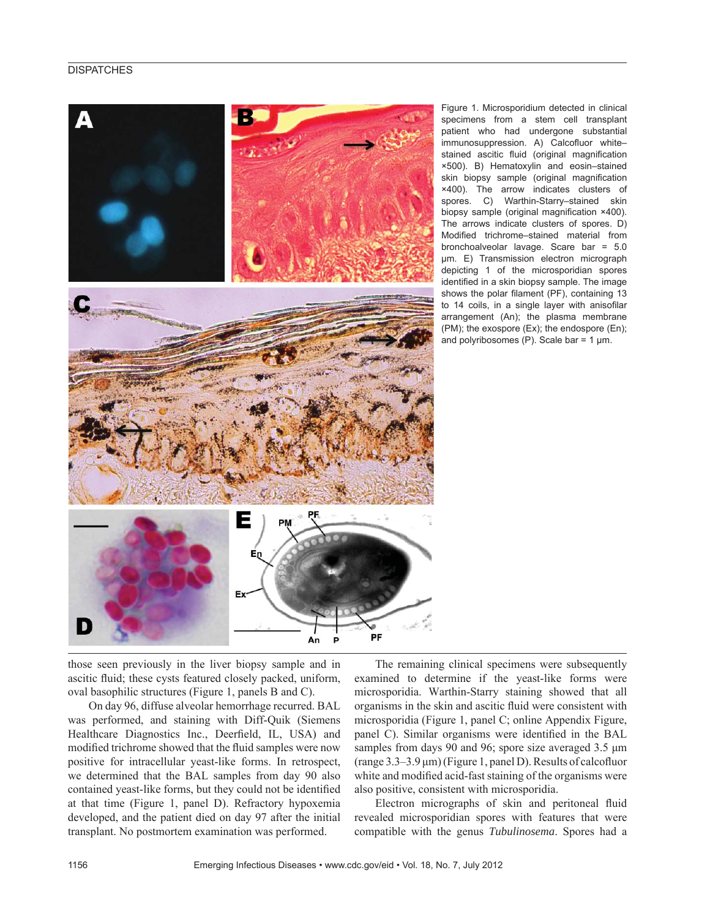Figure 1. Microsporidium detected in clinical specimens from a stem cell transplant patient who had undergone substantial immunosuppression. A) Calcofluor white–stained ascitic fluid (original magnification ×500). B) Hematoxylin and eosin–stained skin biopsy sample (original magnification ×400). The arrow indicates clusters of spores. C) Warthin-Starry–stained skin biopsy sample (original magnification ×400). The arrows indicate clusters of spores. D) Modified trichrome–stained material from bronchoalveolar lavage. Scare bar = 5.0 µm. E) Transmission electron micrograph depicting 1 of the microsporidian spores identified in a skin biopsy sample. The image shows the polar filament (PF), containing 13 to 14 coils, in a single layer with anisofilar arrangement (An); the plasma membrane (PM); the exospore (Ex); the endospore (En); and polyribosomes (P). Scale bar = 1 µm.

those seen previously in the liver biopsy sample and in ascitic fluid; these cysts featured closely packed, uniform, oval basophilic structures (Figure 1, panels B and C).

On day 96, diffuse alveolar hemorrhage recurred. BAL was performed, and staining with Diff-Quik (Siemens Healthcare Diagnostics Inc., Deerfield, IL, USA) and modified trichrome showed that the fluid samples were now positive for intracellular yeast-like forms. In retrospect, we determined that the BAL samples from day 90 also contained yeast-like forms, but they could not be identified at that time (Figure 1, panel D). Refractory hypoxemia developed, and the patient died on day 97 after the initial transplant. No postmortem examination was performed.

The remaining clinical specimens were subsequently examined to determine if the yeast-like forms were microsporidia. Warthin-Starry staining showed that all organisms in the skin and ascitic fluid were consistent with microsporidia (Figure 1, panel C; online Appendix Figure, panel C). Similar organisms were identified in the BAL samples from days 90 and 96; spore size averaged 3.5 µm (range 3.3–3.9 µm) (Figure 1, panel D). Results of calcofluor white and modified acid-fast staining of the organisms were also positive, consistent with microsporidia.

Electron micrographs of skin and peritoneal fluid revealed microsporidian spores with features that were compatible with the genus *Tubulinosema*. Spores had a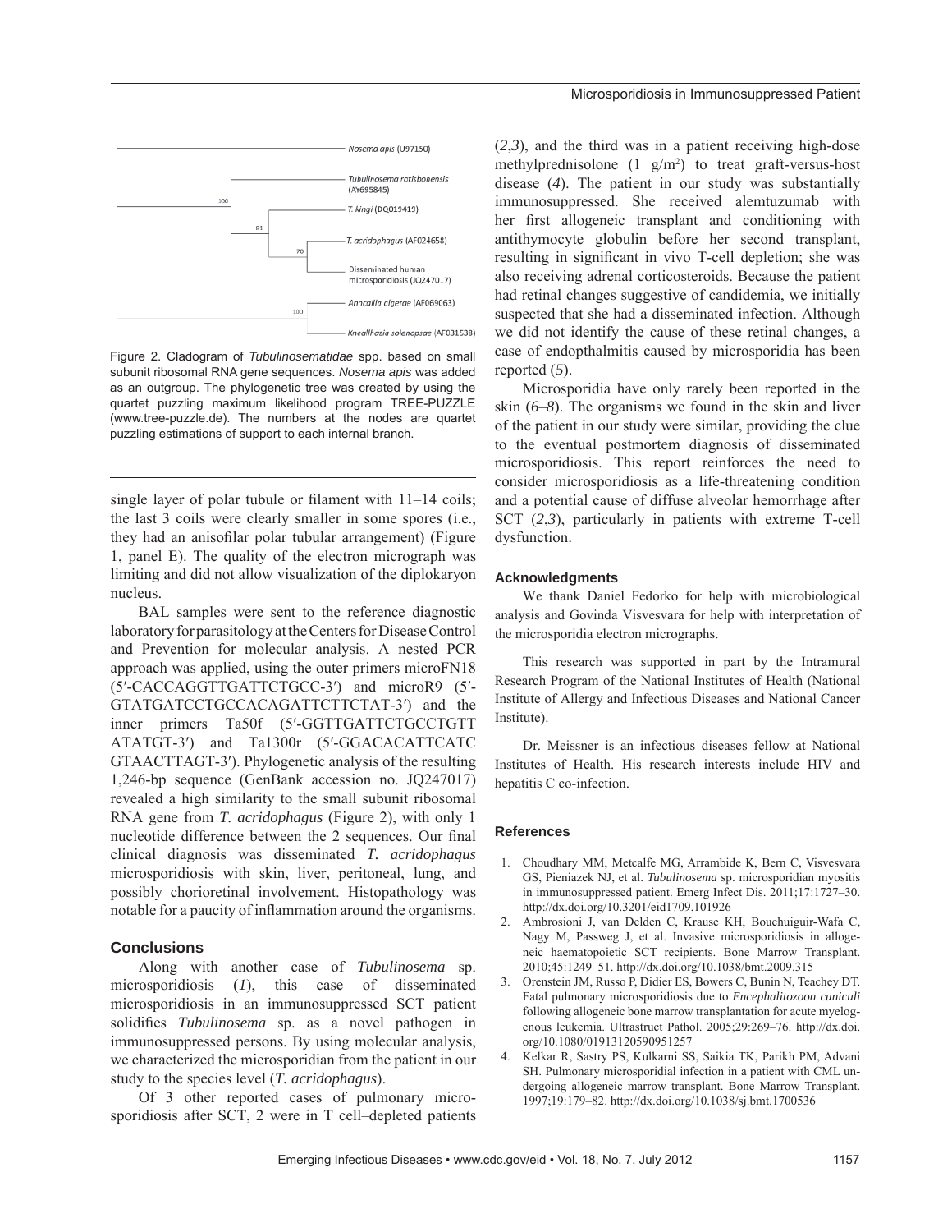Figure 2. Cladogram of *Tubulinosematidae* spp. based on small subunit ribosomal RNA gene sequences. *Nosema apis* was added as an outgroup. The phylogenetic tree was created by using the quartet puzzling maximum likelihood program TREE-PUZZLE (www.tree-puzzle.de). The numbers at the nodes are quartet puzzling estimations of support to each internal branch.

single layer of polar tubule or filament with 11–14 coils; the last 3 coils were clearly smaller in some spores (i.e., they had an anisofilar polar tubular arrangement) (Figure 1, panel E). The quality of the electron micrograph was limiting and did not allow visualization of the diplokaryon nucleus.

BAL samples were sent to the reference diagnostic laboratory for parasitology at the Centers for Disease Control and Prevention for molecular analysis. A nested PCR approach was applied, using the outer primers microFN18 (5′-CACCAGGTTGATTCTGCC-3′) and microR9 (5′-GTATGATCCTGCCACAGATTCTTCTAT-3′) and the inner primers Ta50f (5′-GGTTGATTCTGCCTGTT ATATGT-3′) and Ta1300r (5′-GGACACATTCATC GTAACTTAGT-3′). Phylogenetic analysis of the resulting 1,246-bp sequence (GenBank accession no. JQ247017) revealed a high similarity to the small subunit ribosomal RNA gene from *T. acridophagus* (Figure 2), with only 1 nucleotide difference between the 2 sequences. Our final clinical diagnosis was disseminated *T. acridophagus* microsporidiosis with skin, liver, peritoneal, lung, and possibly chorioretinal involvement. Histopathology was notable for a paucity of inflammation around the organisms.

## Conclusions

Along with another case of *Tubulinosema* sp. microsporidiosis (*1*), this case of disseminated microsporidiosis in an immunosuppressed SCT patient solidifies *Tubulinosema* sp. as a novel pathogen in immunosuppressed persons. By using molecular analysis, we characterized the microsporidian from the patient in our study to the species level (*T. acridophagus*).

Of 3 other reported cases of pulmonary microsporidiosis after SCT, 2 were in T cell–depleted patients (*2*,*3*), and the third was in a patient receiving high-dose methylprednisolone (1 g/m$^2$) to treat graft-versus-host disease (*4*). The patient in our study was substantially immunosuppressed. She received alemtuzumab with her first allogeneic transplant and conditioning with antithymocyte globulin before her second transplant, resulting in significant in vivo T-cell depletion; she was also receiving adrenal corticosteroids. Because the patient had retinal changes suggestive of candidemia, we initially suspected that she had a disseminated infection. Although we did not identify the cause of these retinal changes, a case of endopthalmitis caused by microsporidia has been reported (*5*).

Microsporidia have only rarely been reported in the skin (*6*–*8*). The organisms we found in the skin and liver of the patient in our study were similar, providing the clue to the eventual postmortem diagnosis of disseminated microsporidiosis. This report reinforces the need to consider microsporidiosis as a life-threatening condition and a potential cause of diffuse alveolar hemorrhage after SCT (*2*,*3*), particularly in patients with extreme T-cell dysfunction.

### Acknowledgments

We thank Daniel Fedorko for help with microbiological analysis and Govinda Visvesvara for help with interpretation of the microsporidia electron micrographs.

This research was supported in part by the Intramural Research Program of the National Institutes of Health (National Institute of Allergy and Infectious Diseases and National Cancer Institute).

Dr. Meissner is an infectious diseases fellow at National Institutes of Health. His research interests include HIV and hepatitis C co-infection.

### References

1. Choudhary MM, Metcalfe MG, Arrambide K, Bern C, Visvesvara GS, Pieniazek NJ, et al. *Tubulinosema* sp. microsporidian myositis in immunosuppressed patient. Emerg Infect Dis. 2011;17:1727–30. http://dx.doi.org/10.3201/eid1709.101926
2. Ambrosioni J, van Delden C, Krause KH, Bouchuiguir-Wafa C, Nagy M, Passweg J, et al. Invasive microsporidiosis in allogeneic haematopoietic SCT recipients. Bone Marrow Transplant. 2010;45:1249–51. http://dx.doi.org/10.1038/bmt.2009.315
3. Orenstein JM, Russo P, Didier ES, Bowers C, Bunin N, Teachey DT. Fatal pulmonary microsporidiosis due to *Encephalitozoon cuniculi* following allogeneic bone marrow transplantation for acute myelogenous leukemia. Ultrastruct Pathol. 2005;29:269–76. http://dx.doi.org/10.1080/01913120590951257
4. Kelkar R, Sastry PS, Kulkarni SS, Saikia TK, Parikh PM, Advani SH. Pulmonary microsporidial infection in a patient with CML undergoing allogeneic marrow transplant. Bone Marrow Transplant. 1997;19:179–82. http://dx.doi.org/10.1038/sj.bmt.1700536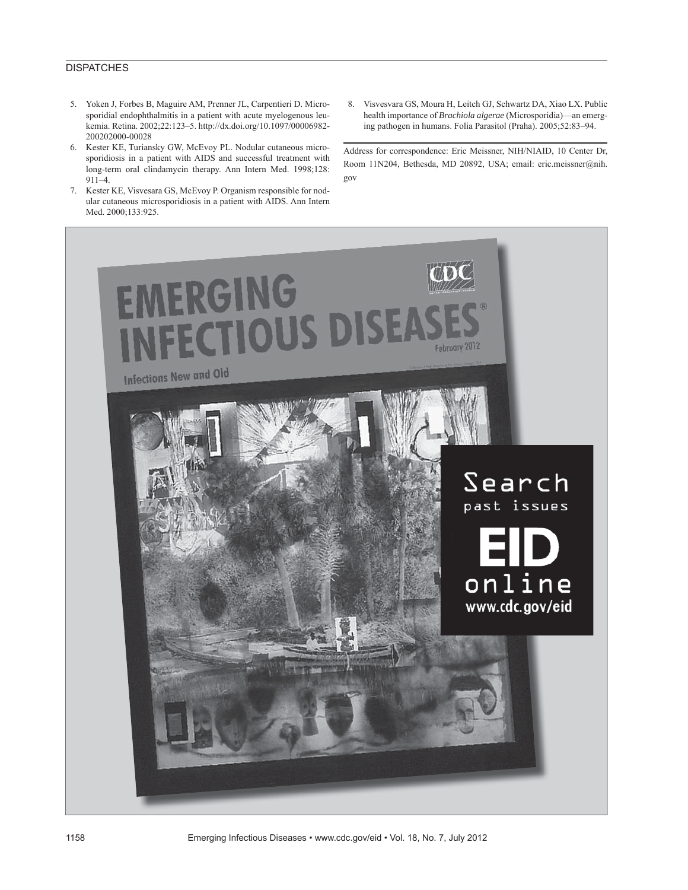5. Yoken J, Forbes B, Maguire AM, Prenner JL, Carpentieri D. Microsporidial endophthalmitis in a patient with acute myelogenous leukemia. Retina. 2002;22:123–5. http://dx.doi.org/10.1097/00006982-200202000-00028
6. Kester KE, Turiansky GW, McEvoy PL. Nodular cutaneous microsporidiosis in a patient with AIDS and successful treatment with long-term oral clindamycin therapy. Ann Intern Med. 1998;128:911–4.
7. Kester KE, Visvesara GS, McEvoy P. Organism responsible for nodular cutaneous microsporidiosis in a patient with AIDS. Ann Intern Med. 2000;133:925.
8. Visvesvara GS, Moura H, Leitch GJ, Schwartz DA, Xiao LX. Public health importance of *Brachiola algerae* (Microsporidia)—an emerging pathogen in humans. Folia Parasitol (Praha). 2005;52:83–94.

Address for correspondence: Eric Meissner, NIH/NIAID, 10 Center Dr, Room 11N204, Bethesda, MD 20892, USA; email: eric.meissner@nih.gov

EMERGING INFECTIOUS DISEASES®

February 2012

Infections New and Old

Search past issues

EID online

www.cdc.gov/eid